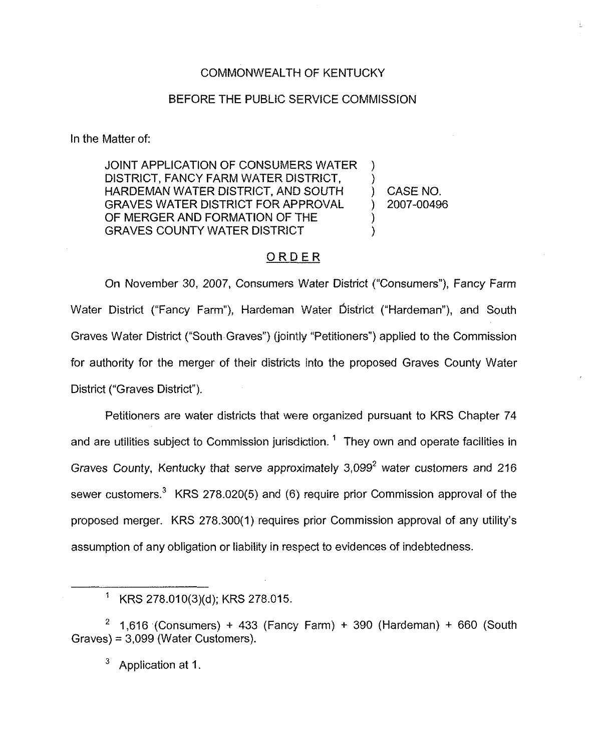COMMONWEALTH OF KENTUCKY

BEFORE THE PUBLIC SERVICE COMMISSION

In the Matter of:

| | | |
|---|---|---|
| JOINT APPLICATION OF CONSUMERS WATER DISTRICT, FANCY FARM WATER DISTRICT, HARDEMAN WATER DISTRICT, AND SOUTH GRAVES WATER DISTRICT FOR APPROVAL OF MERGER AND FORMATION OF THE GRAVES COUNTY WATER DISTRICT | ) | CASE NO. 2007-00496 |

## ORDER

On November 30, 2007, Consumers Water District ("Consumers"), Fancy Farm Water District ("Fancy Farm"), Hardeman Water District ("Hardeman"), and South Graves Water District ("South Graves") (jointly "Petitioners") applied to the Commission for authority for the merger of their districts into the proposed Graves County Water District ("Graves District").

Petitioners are water districts that were organized pursuant to KRS Chapter 74 and are utilities subject to Commission jurisdiction.[1] They own and operate facilities in Graves County, Kentucky that serve approximately 3,099[2] water customers and 216 sewer customers.[3] KRS 278.020(5) and (6) require prior Commission approval of the proposed merger. KRS 278.300(1) requires prior Commission approval of any utility's assumption of any obligation or liability in respect to evidences of indebtedness.

---

[1] KRS 278.010(3)(d); KRS 278.015.

[2] 1,616 (Consumers) + 433 (Fancy Farm) + 390 (Hardeman) + 660 (South Graves) = 3,099 (Water Customers).

[3] Application at 1.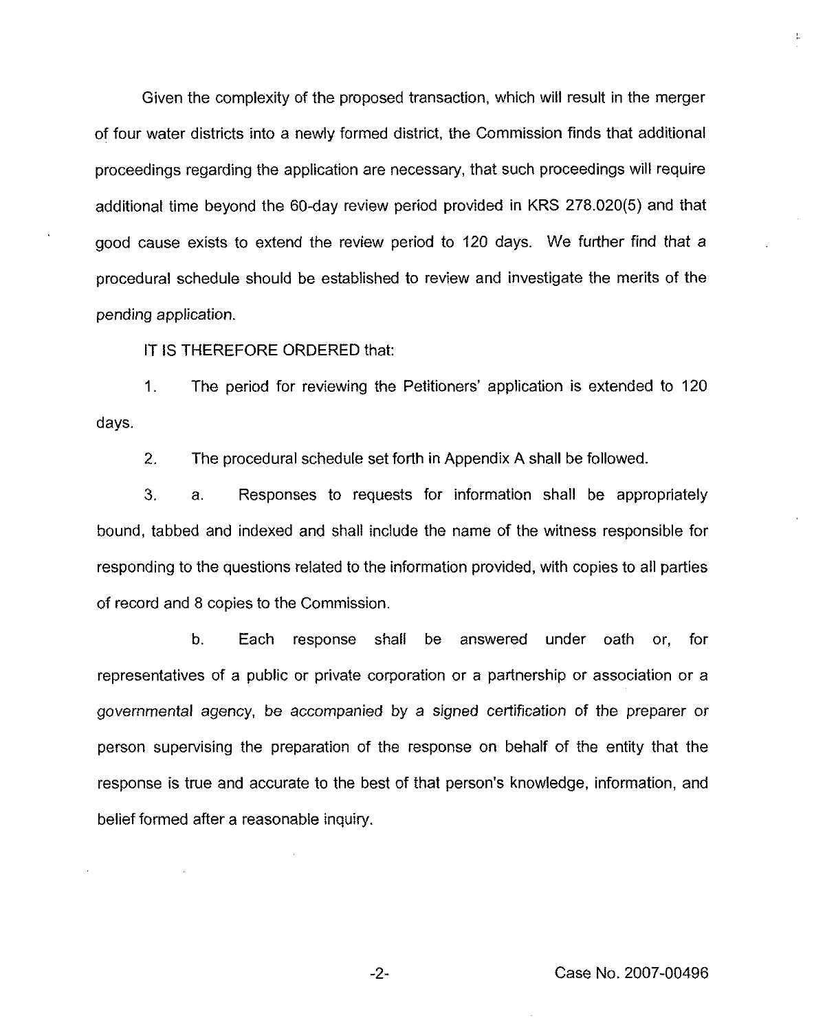Given the complexity of the proposed transaction, which will result in the merger of four water districts into a newly formed district, the Commission finds that additional proceedings regarding the application are necessary, that such proceedings will require additional time beyond the 60-day review period provided in KRS 278.020(5) and that good cause exists to extend the review period to 120 days. We further find that a procedural schedule should be established to review and investigate the merits of the pending application.

IT IS THEREFORE ORDERED that:

1. The period for reviewing the Petitioners' application is extended to 120 days.

2. The procedural schedule set forth in Appendix A shall be followed.

3. a. Responses to requests for information shall be appropriately bound, tabbed and indexed and shall include the name of the witness responsible for responding to the questions related to the information provided, with copies to all parties of record and 8 copies to the Commission.

b. Each response shall be answered under oath or, for representatives of a public or private corporation or a partnership or association or a governmental agency, be accompanied by a signed certification of the preparer or person supervising the preparation of the response on behalf of the entity that the response is true and accurate to the best of that person's knowledge, information, and belief formed after a reasonable inquiry.

Case No. 2007-00496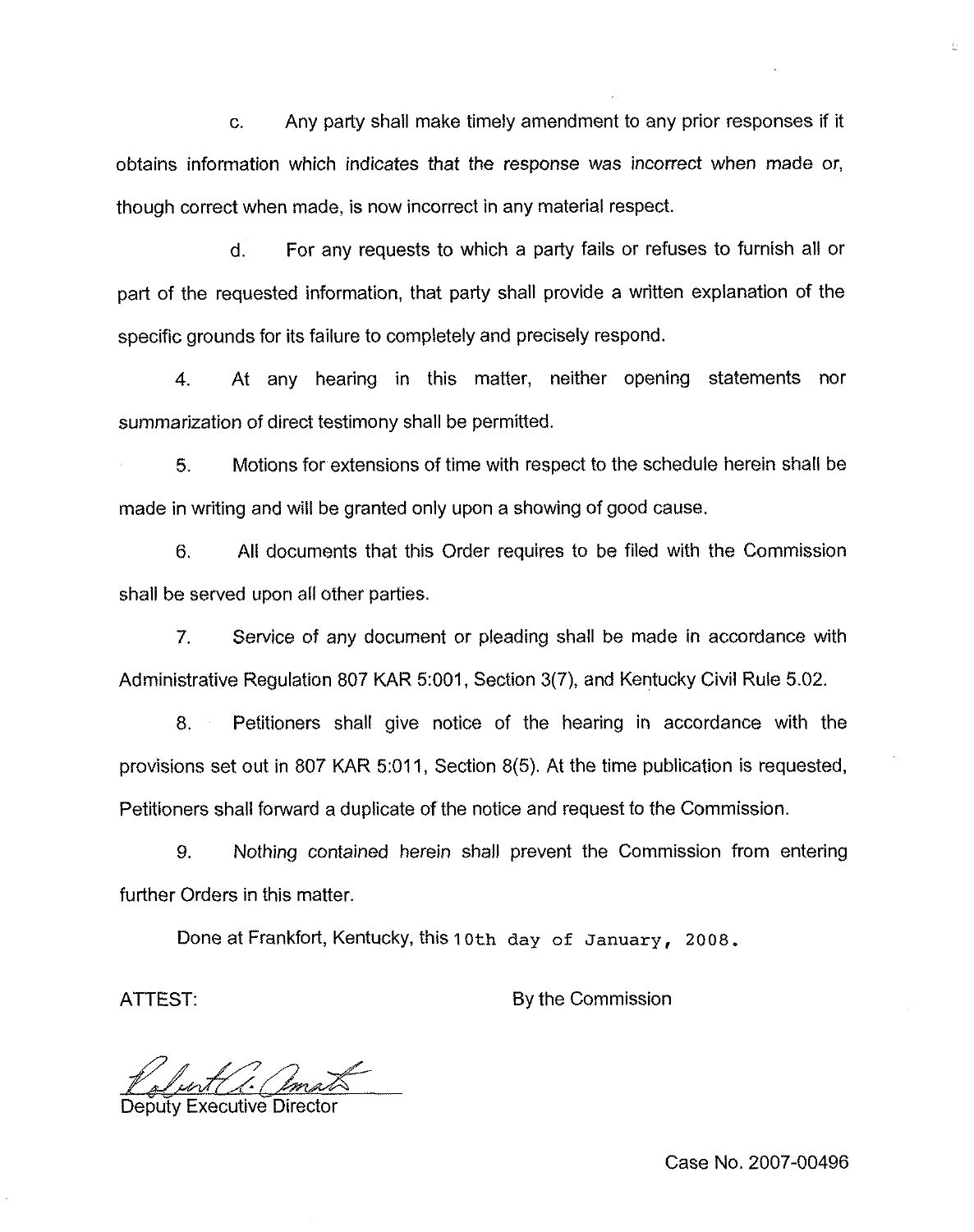c. Any party shall make timely amendment to any prior responses if it obtains information which indicates that the response was incorrect when made or, though correct when made, is now incorrect in any material respect.

d. For any requests to which a party fails or refuses to furnish all or part of the requested information, that party shall provide a written explanation of the specific grounds for its failure to completely and precisely respond.

4. At any hearing in this matter, neither opening statements nor summarization of direct testimony shall be permitted.

5. Motions for extensions of time with respect to the schedule herein shall be made in writing and will be granted only upon a showing of good cause.

6. All documents that this Order requires to be filed with the Commission shall be served upon all other parties.

7. Service of any document or pleading shall be made in accordance with Administrative Regulation 807 KAR 5:001, Section 3(7), and Kentucky Civil Rule 5.02.

8. Petitioners shall give notice of the hearing in accordance with the provisions set out in 807 KAR 5:011, Section 8(5). At the time publication is requested, Petitioners shall forward a duplicate of the notice and request to the Commission.

9. Nothing contained herein shall prevent the Commission from entering further Orders in this matter.

Done at Frankfort, Kentucky, this 10th day of January, 2008.

ATTEST:

By the Commission

Deputy Executive Director

Case No. 2007-00496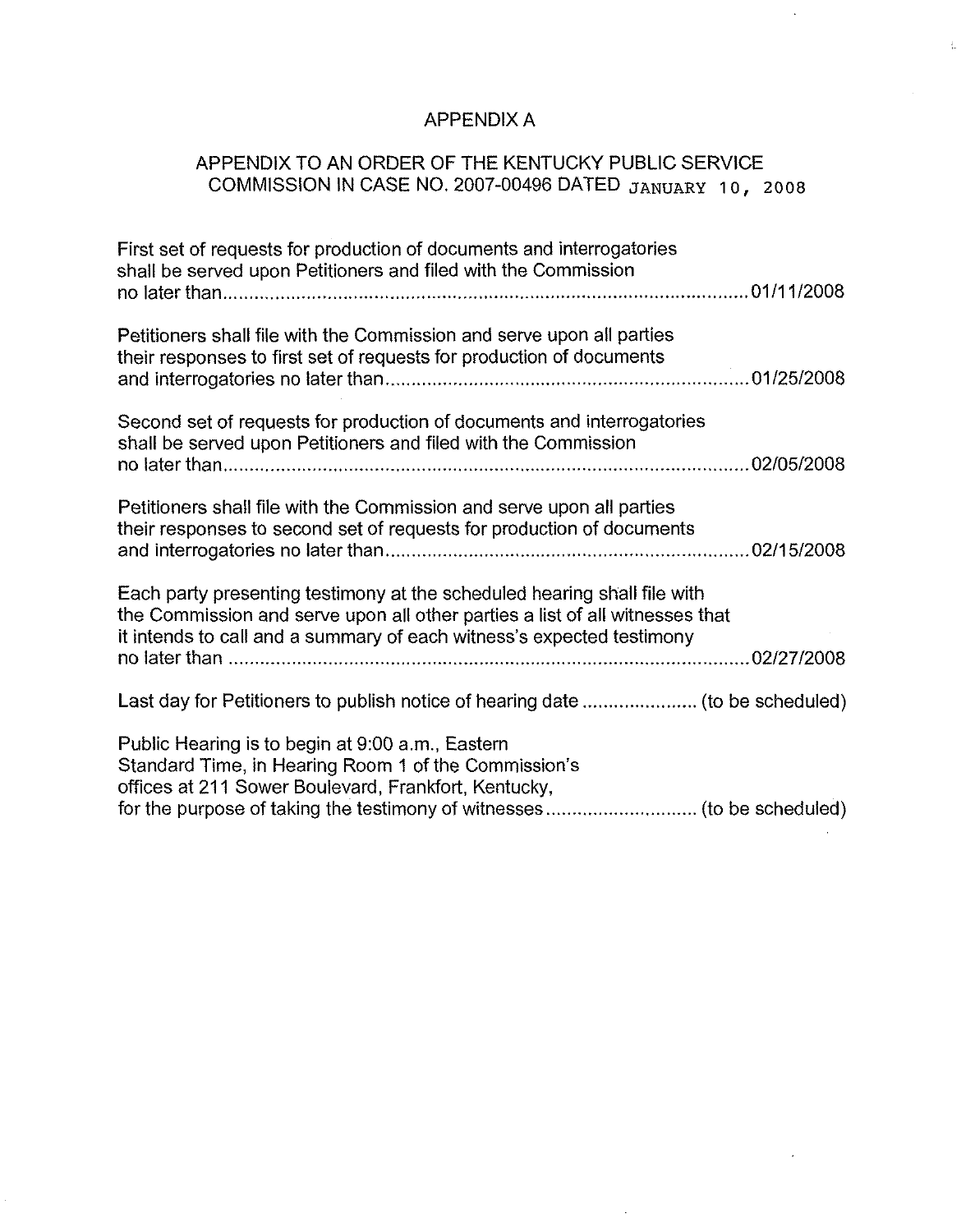# APPENDIX A

## APPENDIX TO AN ORDER OF THE KENTUCKY PUBLIC SERVICE COMMISSION IN CASE NO. 2007-00496 DATED JANUARY 10, 2008

First set of requests for production of documents and interrogatories shall be served upon Petitioners and filed with the Commission no later than .......... 01/11/2008

Petitioners shall file with the Commission and serve upon all parties their responses to first set of requests for production of documents and interrogatories no later than .......... 01/25/2008

Second set of requests for production of documents and interrogatories shall be served upon Petitioners and filed with the Commission no later than .......... 02/05/2008

Petitioners shall file with the Commission and serve upon all parties their responses to second set of requests for production of documents and interrogatories no later than .......... 02/15/2008

Each party presenting testimony at the scheduled hearing shall file with the Commission and serve upon all other parties a list of all witnesses that it intends to call and a summary of each witness's expected testimony no later than .......... 02/27/2008

Last day for Petitioners to publish notice of hearing date .......... (to be scheduled)

Public Hearing is to begin at 9:00 a.m., Eastern Standard Time, in Hearing Room 1 of the Commission's offices at 211 Sower Boulevard, Frankfort, Kentucky, for the purpose of taking the testimony of witnesses .......... (to be scheduled)